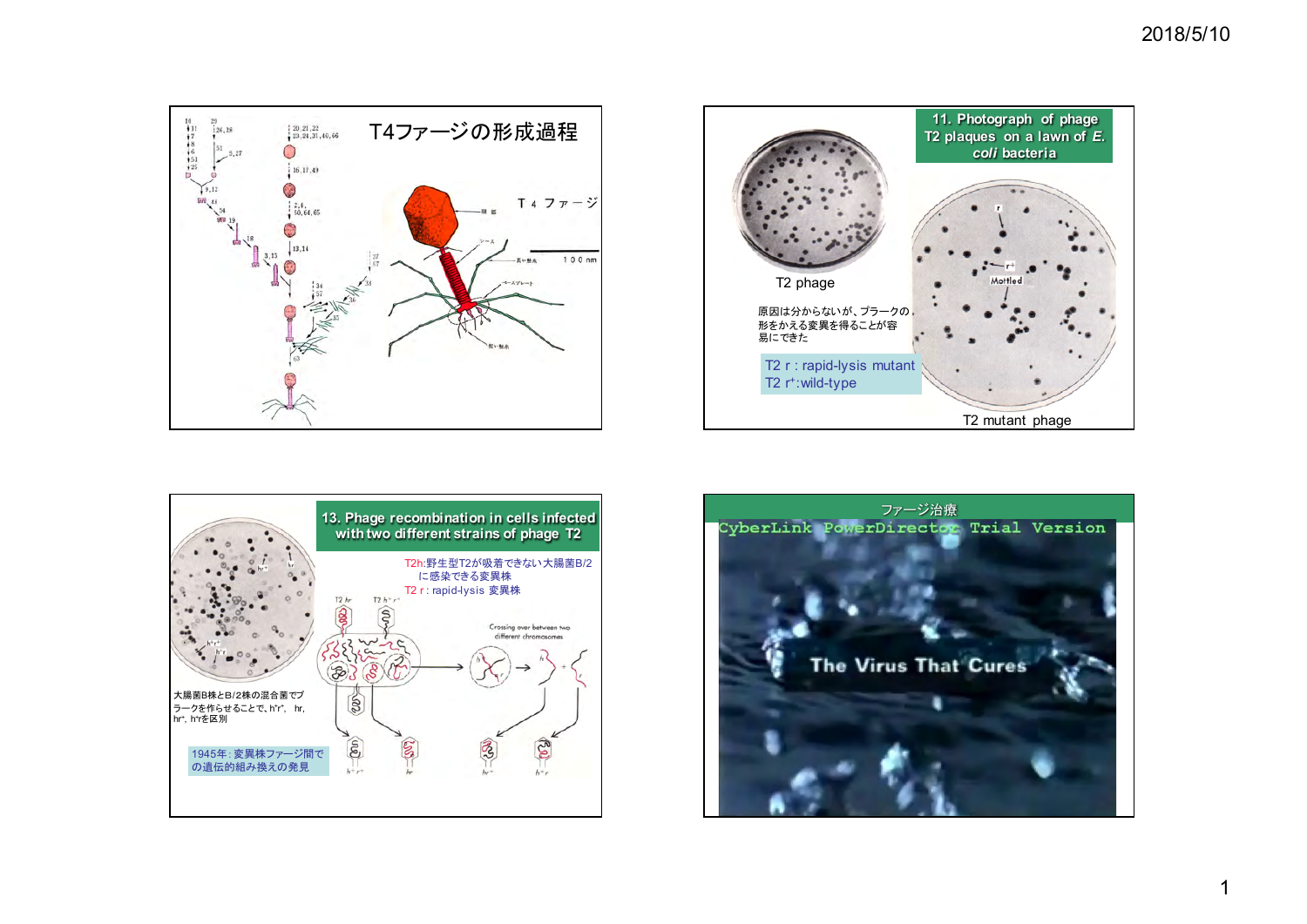## T4ファージの形成過程

T4 ファージ

100 nm

## 11. Photograph of phage T2 plaques on a lawn of *E. coli* bacteria

T2 phage

原因は分からないが、プラークの形をかえる変異を得ることが容易にできた

T2 r : rapid-lysis mutant
T2 r⁺:wild-type

T2 mutant phage

## 13. Phage recombination in cells infected with two different strains of phage T2

T2h:野生型T2が吸着できない大腸菌B/2に感染できる変異株
T2 r : rapid-lysis 変異株

大腸菌B株とB/2株の混合菌でプラークを作らせることで、h⁺r⁺、hr、hr⁺、h⁺rを区別

1945年：変異株ファージ間での遺伝的組み換えの発見

Crossing over between two different chromosomes

## ファージ治療

CyberLink PowerDirector Trial Version

The Virus That Cures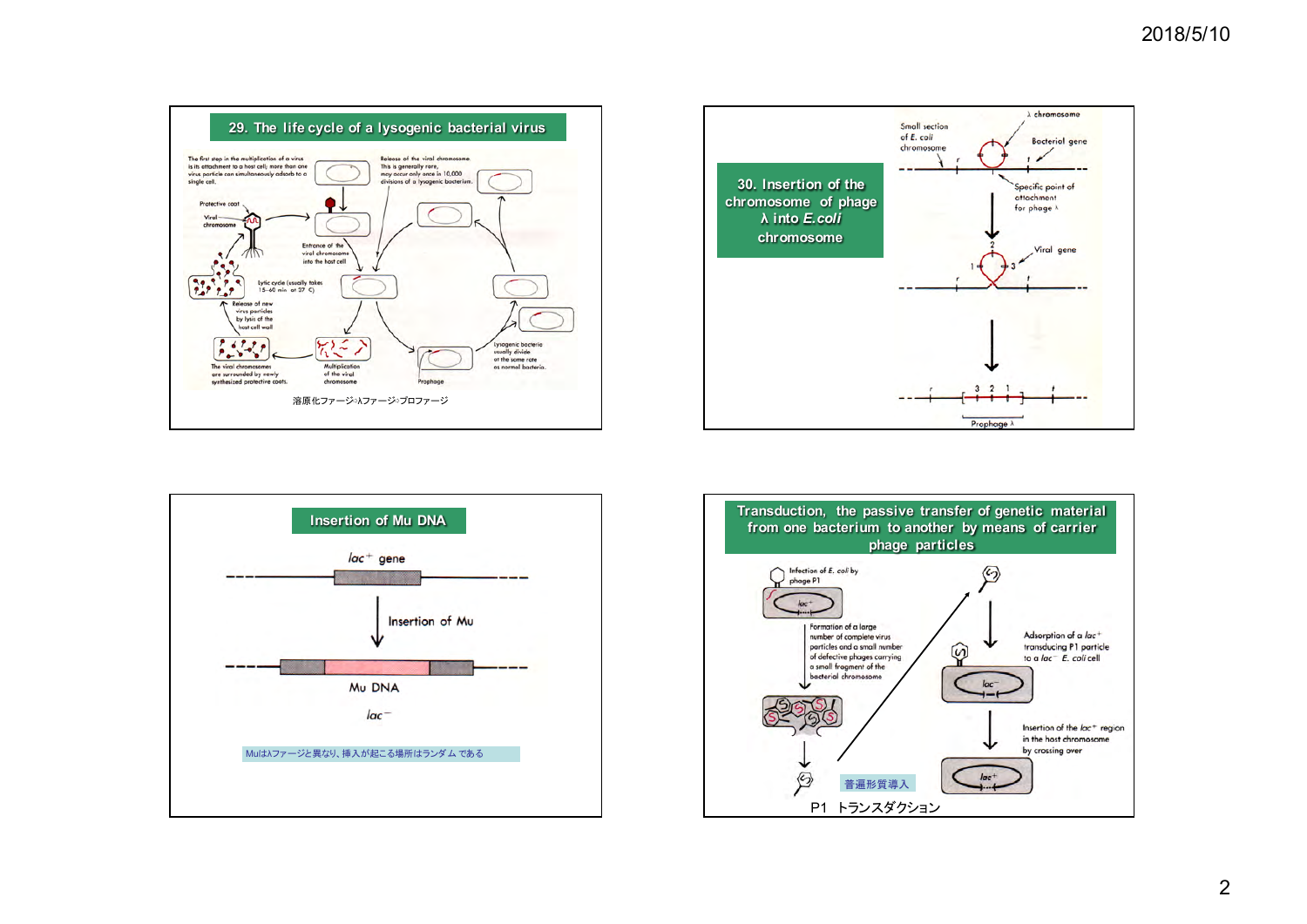## 29. The life cycle of a lysogenic bacterial virus

The first step in the multiplication of a virus is its attachment to a host cell; more than one virus particle can simultaneously adsorb to a single cell.

Release of the viral chromosome. This is generally rare, may occur only once in 10,000 divisions of a lysogenic bacterium.

Protective coat

Viral chromosome

Entrance of the viral chromosome into the host cell

Lytic cycle (usually takes 15–60 min at 37 C)

Release of new virus particles by lysis of the host cell wall

The viral chromosomes are surrounded by newly synthesized protective coats.

Multiplication of the viral chromosome

Prophage

Lysogenic bacteria usually divide at the same rate as normal bacteria.

溶原化ファージ◇λファージ◇プロファージ

## 30. Insertion of the chromosome of phage λ into *E.coli* chromosome

Small section of *E. coli* chromosome

λ chromosome

Bacterial gene

Specific point of attachment for phage λ

Viral gene

Prophage λ

## Insertion of Mu DNA

*lac*⁺ gene

Insertion of Mu

Mu DNA

*lac*⁻

Muはλファージと異なり、挿入が起こる場所はランダムである

## Transduction, the passive transfer of genetic material from one bacterium to another by means of carrier phage particles

Infection of *E. coli* by phage P1

Formation of a large number of complete virus particles and a small number of defective phages carrying a small fragment of the bacterial chromosome

Adsorption of a *lac*⁺ transducing P1 particle to a *lac*⁻ *E. coli* cell

Insertion of the *lac*⁺ region in the host chromosome by crossing over

普遍形質導入

P1 トランスダクション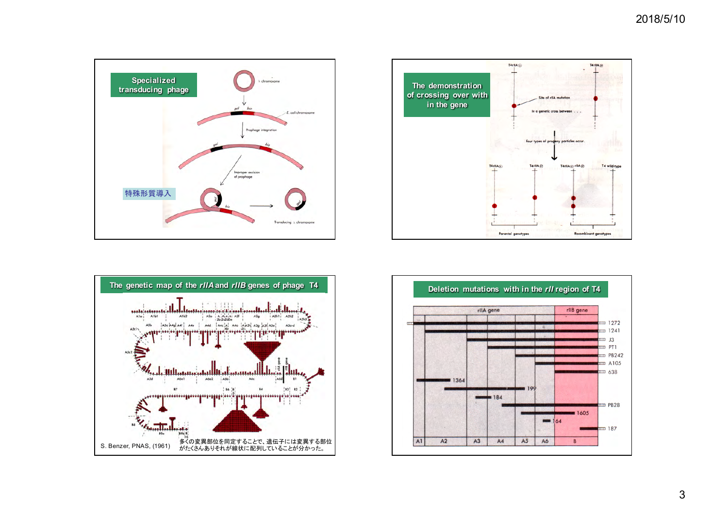## Specialized transducing phage

λ chromosome

gal bio

E. coli chromosome

Prophage integration

gal bio

Improper excision of prophage

特殊形質導入

gal bio

Transducing λ chromosome

## The demonstration of crossing over with in the gene

T4rIIA① T4rIIA②

Site of rIIA mutation

In a genetic cross between . . .

four types of progeny particles occur.

T4rIIA① T4rIIA② T4rIIA① rIIA② T4 wild-type

Parental genotypes Recombinant genotypes

## The genetic map of the *rIIA* and *rIIB* genes of phage T4

S. Benzer, PNAS, (1961)

多くの変異部位を同定することで、遺伝子には変異する部位がたくさんありそれが線状に配列していることが分かった。

## Deletion mutations with in the *rII* region of T4

rIIA gene | rIIB gene

1272, 1241, J3, PT1, PB242, A105, 638, 1364, 199, 184, PB28, 1605, 164, 187

A1 A2 A3 A4 A5 A6 B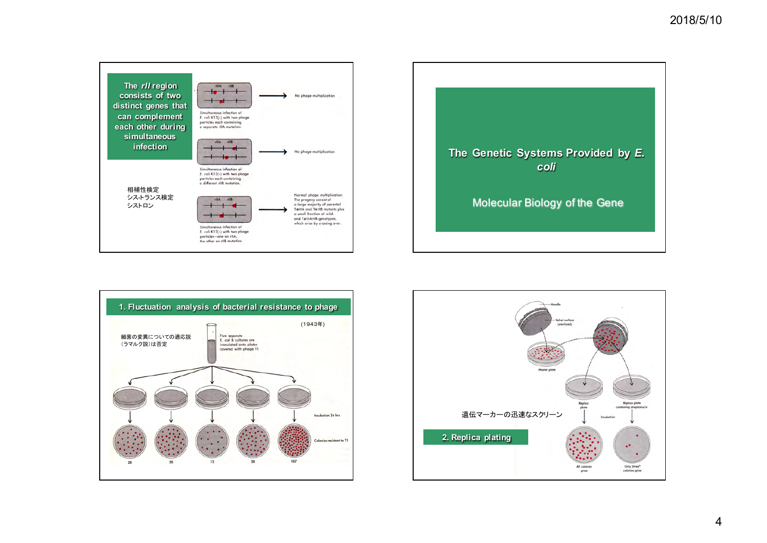## The *rII* region consists of two distinct genes that can complement each other during simultaneous infection

相補性検定
シス-トランス検定
シストロン

rIIA rIIB

Simultaneous infection of E. coli K12(λ) with two phage particles each containing a separate rIIA mutation. → No phage multiplication

Simultaneous infection of E. coli K12(λ) with two phage particles each containing a different rIIB mutation. → No phage multiplication

Simultaneous infection of E. coli K12(λ) with two phage particles—one an rIIA, the other an rIIB mutation. → Normal phage multiplication. The progeny consist of a large majority of parental T4rIIA and T4rIIB mutants plus a small fraction of wild and T4rIIArIIB genotypes, which arise by crossing over.

---

## The Genetic Systems Provided by *E. coli*

Molecular Biology of the Gene

---

## 1. Fluctuation analysis of bacterial resistance to phage

（1943年）

細菌の変異についての適応説（ラマルク説）は否定

Five separate E. coli B cultures are inoculated onto plates covered with phage T1

Incubation 24 hrs

Colonies resistant to T1

28 35 13 38 107

---

## 2. Replica plating

遺伝マーカーの迅速なスクリーン

Handle

Velvet surface (sterilized)

Master plate

Replica plate

Replica plate containing streptomycin

Incubation

All colonies grow

Only Strep^r colonies grow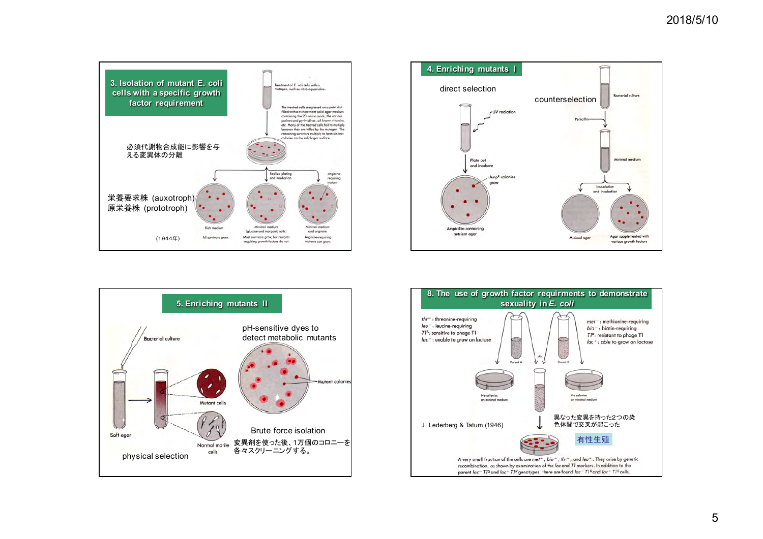## 3. Isolation of mutant E. coli cells with a specific growth factor requirement

必須代謝物合成能に影響を与える変異体の分離

栄養要求株 (auxotroph)
原栄養株 (prototroph)

（1944年）

Treatment of *E. coli* cells with a mutagen, such as nitrosoguanidine.

The treated cells are placed on a petri dish filled with a rich nutrient solid agar medium containing the 20 amino acids, the various purines and pyrimidines, all known vitamins, etc. Many of the treated cells fail to multiply because they are killed by the mutagen. The remaining survivors multiply to form distinct colonies on the solid agar surface.

Replica plating and incubation

Arginine-requiring mutant

Rich medium — All survivors grow.

Minimal medium (glucose and inorganic salts) — Most survivors grow, but mutants requiring growth factors do not.

Minimal medium and arginine — Arginine-requiring mutants can grow.

## 4. Enriching mutants I

direct selection

UV radiation

Plate out and incubate

$Amp^R$ colonies grow

Ampicillin-containing nutrient agar

counterselection

Bacterial culture

Penicillin

Minimal medium

Inoculation and incubation

Minimal agar

Agar supplemented with various growth factors

## 5. Enriching mutants II

Bacterial culture

Soft agar

Mutant cells

Normal motile cells

physical selection

pH-sensitive dyes to detect metabolic mutants

Mutant colonies

Brute force isolation

変異剤を使った後、1万個のコロニーを各々スクリーニングする。

## 8. The use of growth factor requirments to demonstrate sexuality in *E. coli*

$thr^-$ : threonine-requiring
$leu^-$ : leucine-requiring
$T1^S$: sensitive to phage T1
$lac^-$ : unable to grow on lactose

$met^-$ : methionine-requiring
$bio^-$ : biotin-requiring
$T1^R$: resistant to phage T1
$lac^+$ : able to grow on lactose

Parent A

Mix

Parent B

No colonies on minimal medium

No colonies on minimal medium

J. Lederberg & Tatum (1946)

異なった変異を持った2つの染色体間で交叉が起こった

有性生殖

A very small fraction of the cells are $met^+$, $bio^+$, $thr^+$, and $leu^+$. They arise by genetic recombination, as shown by examination of the *lac* and *T1* markers. In addition to the parent $lac^-$ $T1^S$ and $lac^+$ $T1^R$ genotypes, there are found $lac^-$ $T1^R$ and $lac^+$ $T1^S$ cells.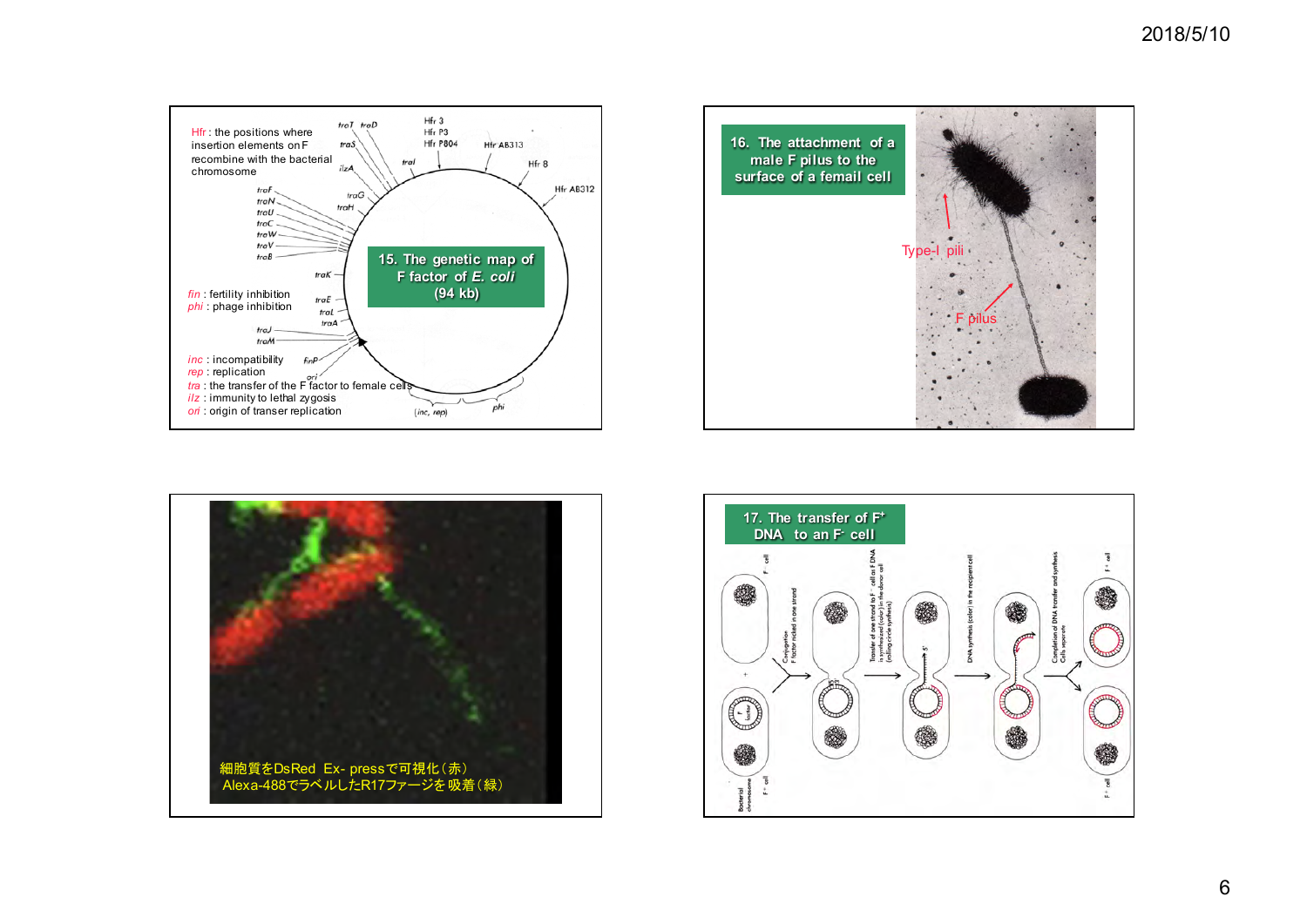## 15. The genetic map of F factor of *E. coli* (94 kb)

Hfr : the positions where insertion elements on F recombine with the bacterial chromosome

traT traD, Hfr 3, Hfr P3, Hfr P804, Hfr AB313, Hfr 8, Hfr AB312, traS, traI, ilzA, traG, traH, traF, traN, traU, traC, traW, traV, traB, traK, traE, traL, traA, traJ, traM, finP, ori, (inc, rep), phi

*fin* : fertility inhibition
*phi* : phage inhibition

*inc* : incompatibility
*rep* : replication
*tra* : the transfer of the F factor to female cells
*ilz* : immunity to lethal zygosis
*ori* : origin of transer replication

## 16. The attachment of a male F pilus to the surface of a femail cell

Type-I pili

F pilus

細胞質をDsRed Ex- pressで可視化（赤）
Alexa-488でラベルしたR17ファージを 吸着（緑）

## 17. The transfer of $F^+$ DNA to an $F^-$ cell

$F^-$ cell

Bacterial chromosome, F factor, $F^+$ cell

Conjugation
F factor nicked in one strand

Transfer of one strand to $F^-$ cell as F DNA is synthesized (color) in the donor cell (rolling-circle synthesis)

DNA synthesis (color) in the recipient cell

Completion of DNA transfer and synthesis
Cells separate

$F^+$ cell

$F^+$ cell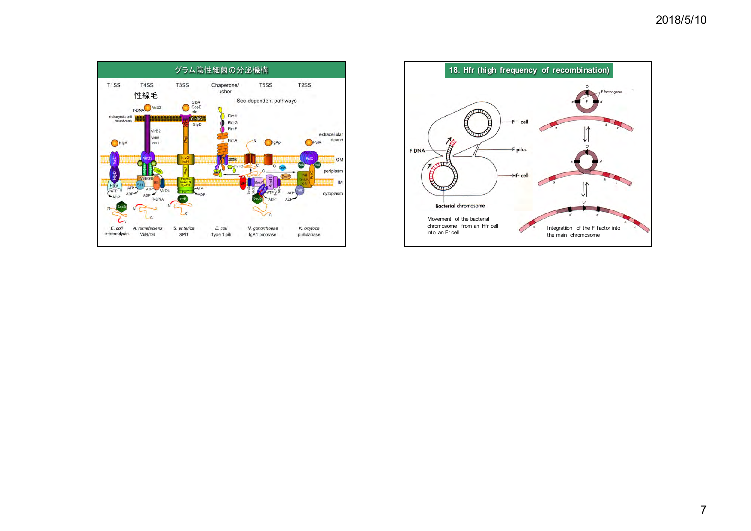## グラム陰性細菌の分泌機構

T1SS　T4SS　T3SS　Chaperone/usher　T5SS　T2SS

性線毛

Sec-dependent pathways

*E. coli* α-hemolysin　*A. tumefaciens* VirB/D4　*S. enterica* SPI1　*E. coli* Type 1 pili　*N. gonorrhoeae* IgA1 protease　*K. oxytoca* pullulanase

## 18. Hfr (high frequency of recombination)

F⁻ cell

F DNA

F pilus

Hfr cell

Bacterial chromosome

Movement of the bacterial chromosome from an Hfr cell into an F⁻ cell

F factor genes

Integration of the F factor into the main chromosome